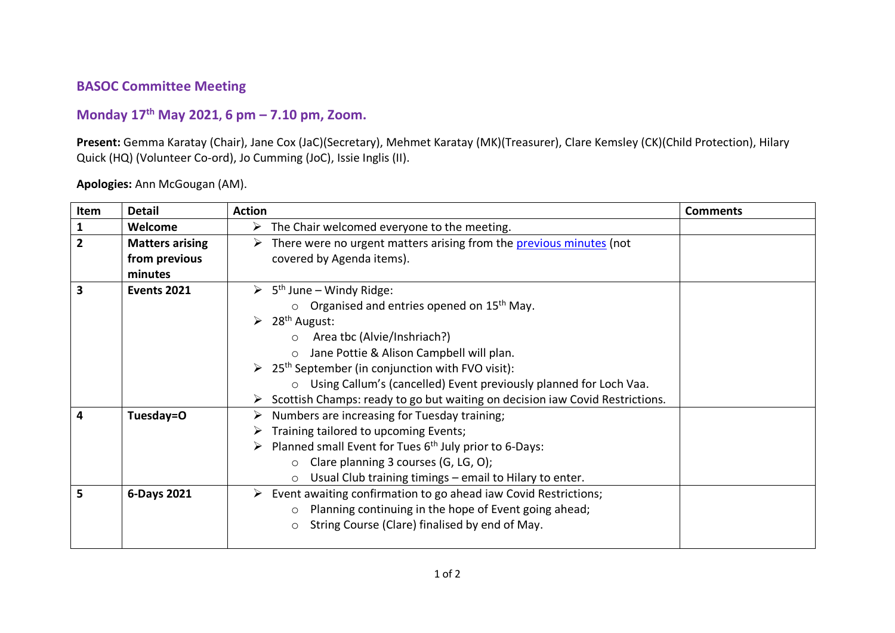## BASOC Committee Meeting

## Monday 17th May 2021, 6 pm – 7.10 pm, Zoom.

**Present:** Gemma Karatay (Chair), Jane Cox (JaC)(Secretary), Mehmet Karatay (MK)(Treasurer), Clare Kemsley (CK)(Child Protection), Hilary Quick (HQ) (Volunteer Co-ord), Jo Cumming (JoC), Issie Inglis (II).

**Apologies:** Ann McGougan (AM).

| Item | Detail | Action | Comments |
|---|---|---|---|
| **1** | **Welcome** | ➢ The Chair welcomed everyone to the meeting. | |
| **2** | **Matters arising from previous minutes** | ➢ There were no urgent matters arising from the previous minutes (not covered by Agenda items). | |
| **3** | **Events 2021** | ➢ 5th June – Windy Ridge:<br>○ Organised and entries opened on 15th May.<br>➢ 28th August:<br>○ Area tbc (Alvie/Inshriach?)<br>○ Jane Pottie & Alison Campbell will plan.<br>➢ 25th September (in conjunction with FVO visit):<br>○ Using Callum's (cancelled) Event previously planned for Loch Vaa.<br>➢ Scottish Champs: ready to go but waiting on decision iaw Covid Restrictions. | |
| **4** | **Tuesday=O** | ➢ Numbers are increasing for Tuesday training;<br>➢ Training tailored to upcoming Events;<br>➢ Planned small Event for Tues 6th July prior to 6-Days:<br>○ Clare planning 3 courses (G, LG, O);<br>○ Usual Club training timings – email to Hilary to enter. | |
| **5** | **6-Days 2021** | ➢ Event awaiting confirmation to go ahead iaw Covid Restrictions;<br>○ Planning continuing in the hope of Event going ahead;<br>○ String Course (Clare) finalised by end of May. | |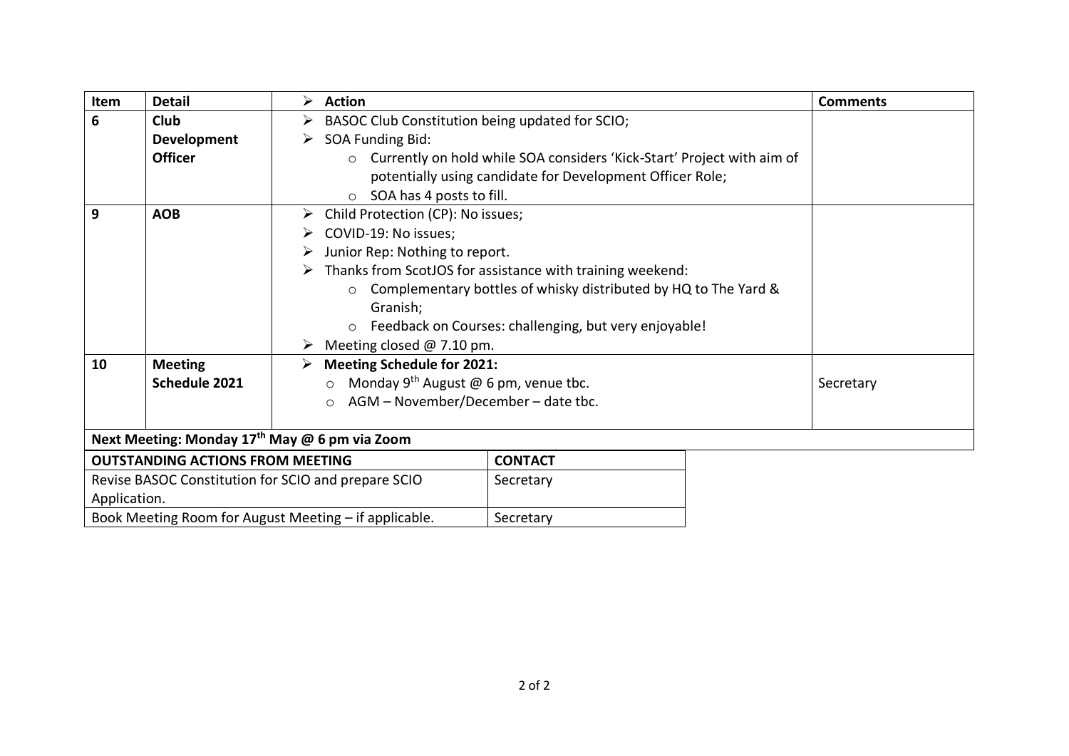| Item | Detail | ➢ Action | Comments |
|---|---|---|---|
| 6 | Club Development Officer | ➢ BASOC Club Constitution being updated for SCIO;<br>➢ SOA Funding Bid:<br>o Currently on hold while SOA considers 'Kick-Start' Project with aim of potentially using candidate for Development Officer Role;<br>o SOA has 4 posts to fill. | |
| 9 | AOB | ➢ Child Protection (CP): No issues;<br>➢ COVID-19: No issues;<br>➢ Junior Rep: Nothing to report.<br>➢ Thanks from ScotJOS for assistance with training weekend:<br>o Complementary bottles of whisky distributed by HQ to The Yard & Granish;<br>o Feedback on Courses: challenging, but very enjoyable!<br>➢ Meeting closed @ 7.10 pm. | |
| 10 | Meeting Schedule 2021 | ➢ **Meeting Schedule for 2021:**<br>o Monday 9th August @ 6 pm, venue tbc.<br>o AGM – November/December – date tbc. | Secretary |
| **Next Meeting: Monday 17th May @ 6 pm via Zoom** | | | |

| OUTSTANDING ACTIONS FROM MEETING | CONTACT |
|---|---|
| Revise BASOC Constitution for SCIO and prepare SCIO Application. | Secretary |
| Book Meeting Room for August Meeting – if applicable. | Secretary |